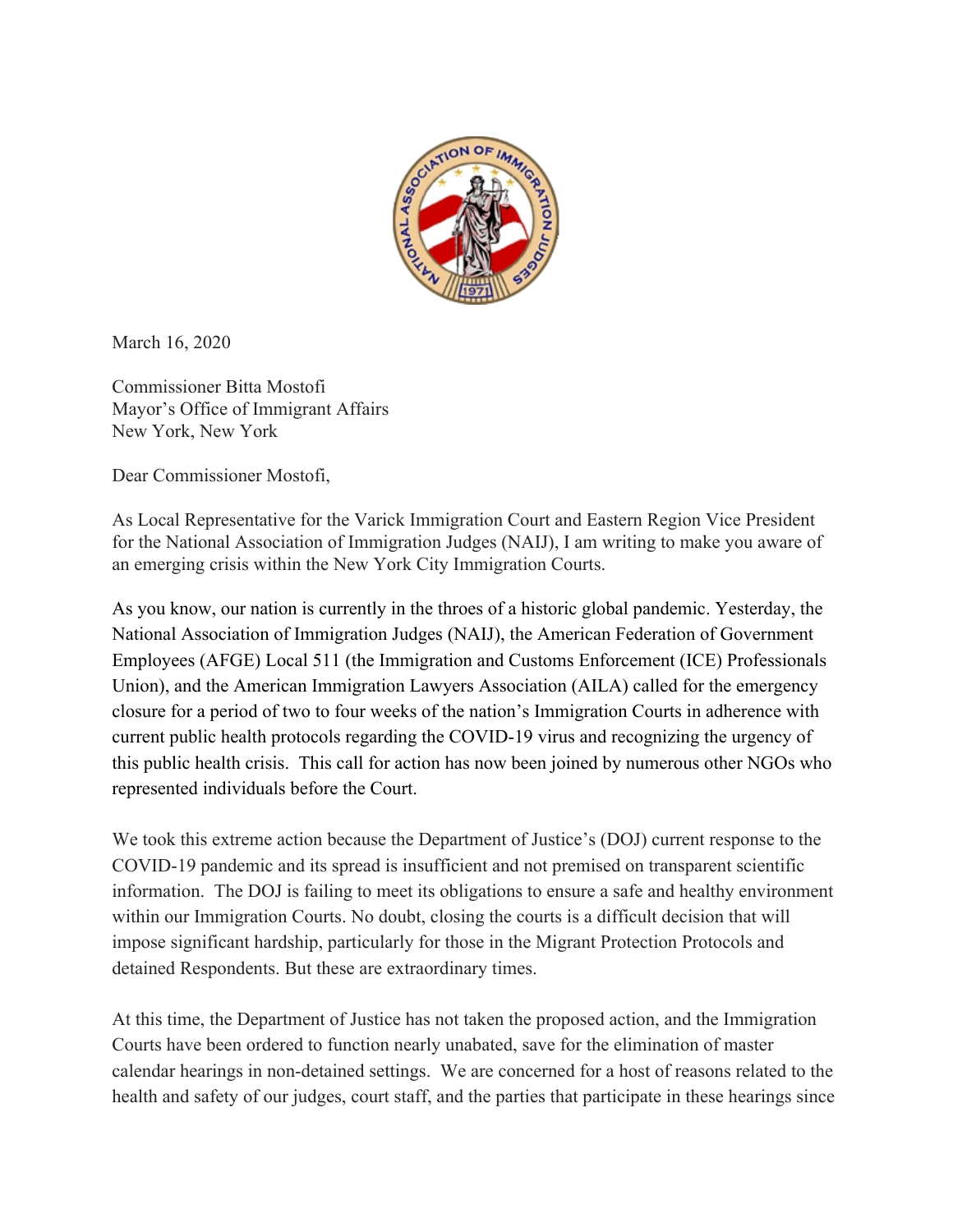March 16, 2020

Commissioner Bitta Mostofi
Mayor's Office of Immigrant Affairs
New York, New York

Dear Commissioner Mostofi,

As Local Representative for the Varick Immigration Court and Eastern Region Vice President for the National Association of Immigration Judges (NAIJ), I am writing to make you aware of an emerging crisis within the New York City Immigration Courts.

As you know, our nation is currently in the throes of a historic global pandemic. Yesterday, the National Association of Immigration Judges (NAIJ), the American Federation of Government Employees (AFGE) Local 511 (the Immigration and Customs Enforcement (ICE) Professionals Union), and the American Immigration Lawyers Association (AILA) called for the emergency closure for a period of two to four weeks of the nation's Immigration Courts in adherence with current public health protocols regarding the COVID-19 virus and recognizing the urgency of this public health crisis. This call for action has now been joined by numerous other NGOs who represented individuals before the Court.

We took this extreme action because the Department of Justice's (DOJ) current response to the COVID-19 pandemic and its spread is insufficient and not premised on transparent scientific information. The DOJ is failing to meet its obligations to ensure a safe and healthy environment within our Immigration Courts. No doubt, closing the courts is a difficult decision that will impose significant hardship, particularly for those in the Migrant Protection Protocols and detained Respondents. But these are extraordinary times.

At this time, the Department of Justice has not taken the proposed action, and the Immigration Courts have been ordered to function nearly unabated, save for the elimination of master calendar hearings in non-detained settings. We are concerned for a host of reasons related to the health and safety of our judges, court staff, and the parties that participate in these hearings since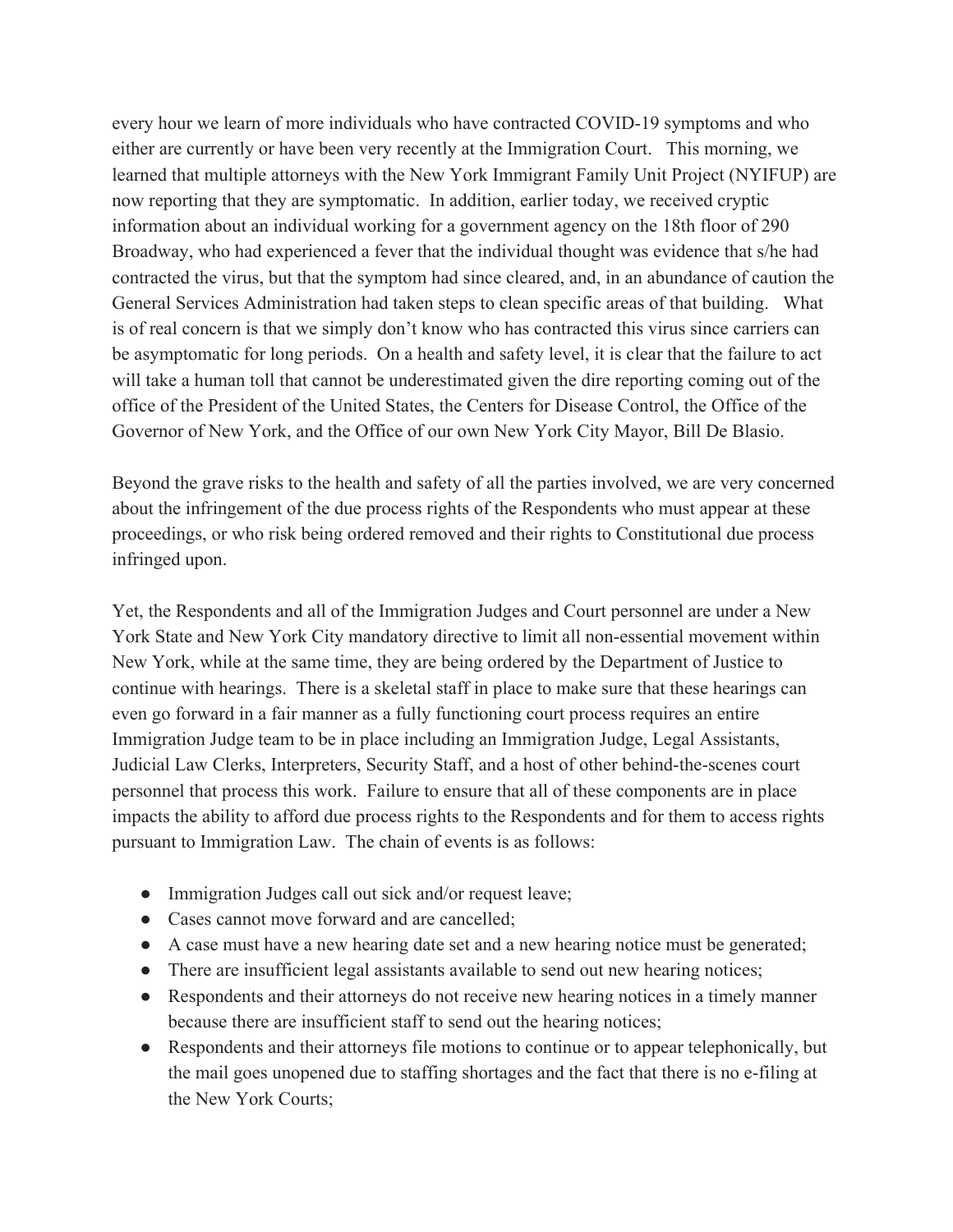every hour we learn of more individuals who have contracted COVID-19 symptoms and who either are currently or have been very recently at the Immigration Court. This morning, we learned that multiple attorneys with the New York Immigrant Family Unit Project (NYIFUP) are now reporting that they are symptomatic. In addition, earlier today, we received cryptic information about an individual working for a government agency on the 18th floor of 290 Broadway, who had experienced a fever that the individual thought was evidence that s/he had contracted the virus, but that the symptom had since cleared, and, in an abundance of caution the General Services Administration had taken steps to clean specific areas of that building. What is of real concern is that we simply don't know who has contracted this virus since carriers can be asymptomatic for long periods. On a health and safety level, it is clear that the failure to act will take a human toll that cannot be underestimated given the dire reporting coming out of the office of the President of the United States, the Centers for Disease Control, the Office of the Governor of New York, and the Office of our own New York City Mayor, Bill De Blasio.

Beyond the grave risks to the health and safety of all the parties involved, we are very concerned about the infringement of the due process rights of the Respondents who must appear at these proceedings, or who risk being ordered removed and their rights to Constitutional due process infringed upon.

Yet, the Respondents and all of the Immigration Judges and Court personnel are under a New York State and New York City mandatory directive to limit all non-essential movement within New York, while at the same time, they are being ordered by the Department of Justice to continue with hearings. There is a skeletal staff in place to make sure that these hearings can even go forward in a fair manner as a fully functioning court process requires an entire Immigration Judge team to be in place including an Immigration Judge, Legal Assistants, Judicial Law Clerks, Interpreters, Security Staff, and a host of other behind-the-scenes court personnel that process this work. Failure to ensure that all of these components are in place impacts the ability to afford due process rights to the Respondents and for them to access rights pursuant to Immigration Law. The chain of events is as follows:

- Immigration Judges call out sick and/or request leave;
- Cases cannot move forward and are cancelled;
- A case must have a new hearing date set and a new hearing notice must be generated;
- There are insufficient legal assistants available to send out new hearing notices;
- Respondents and their attorneys do not receive new hearing notices in a timely manner because there are insufficient staff to send out the hearing notices;
- Respondents and their attorneys file motions to continue or to appear telephonically, but the mail goes unopened due to staffing shortages and the fact that there is no e-filing at the New York Courts;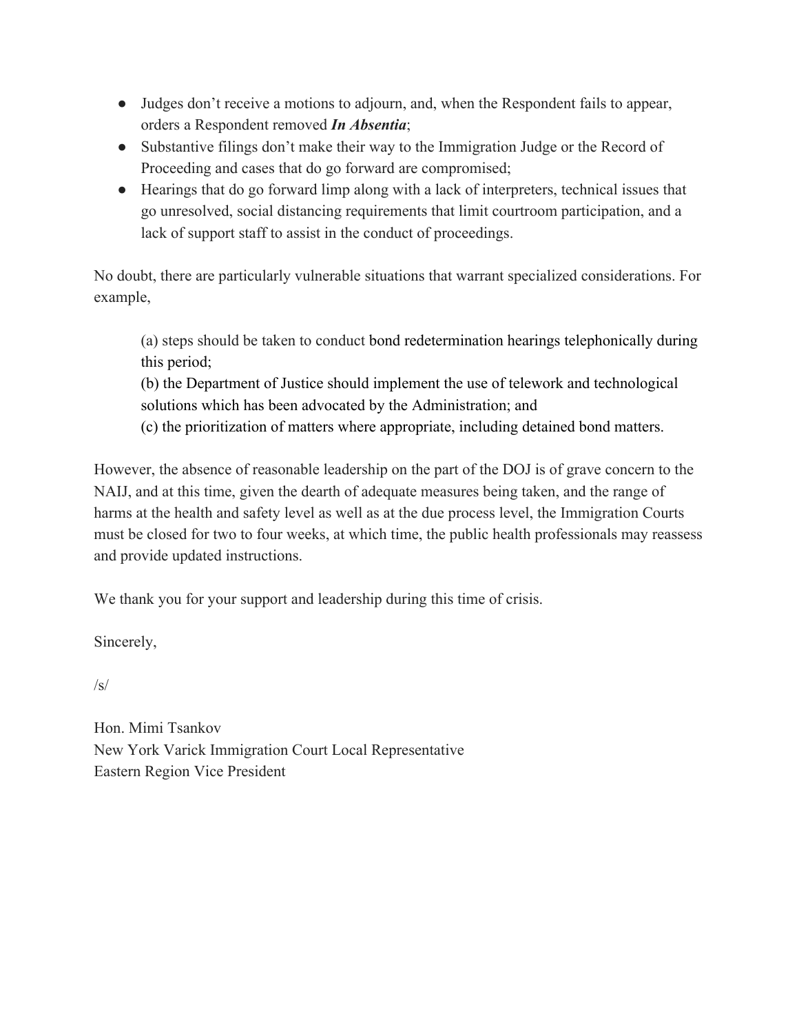- Judges don't receive a motions to adjourn, and, when the Respondent fails to appear, orders a Respondent removed ***In Absentia***;
- Substantive filings don't make their way to the Immigration Judge or the Record of Proceeding and cases that do go forward are compromised;
- Hearings that do go forward limp along with a lack of interpreters, technical issues that go unresolved, social distancing requirements that limit courtroom participation, and a lack of support staff to assist in the conduct of proceedings.

No doubt, there are particularly vulnerable situations that warrant specialized considerations. For example,

> (a) steps should be taken to conduct bond redetermination hearings telephonically during this period;
> (b) the Department of Justice should implement the use of telework and technological solutions which has been advocated by the Administration; and
> (c) the prioritization of matters where appropriate, including detained bond matters.

However, the absence of reasonable leadership on the part of the DOJ is of grave concern to the NAIJ, and at this time, given the dearth of adequate measures being taken, and the range of harms at the health and safety level as well as at the due process level, the Immigration Courts must be closed for two to four weeks, at which time, the public health professionals may reassess and provide updated instructions.

We thank you for your support and leadership during this time of crisis.

Sincerely,

/s/

Hon. Mimi Tsankov
New York Varick Immigration Court Local Representative
Eastern Region Vice President